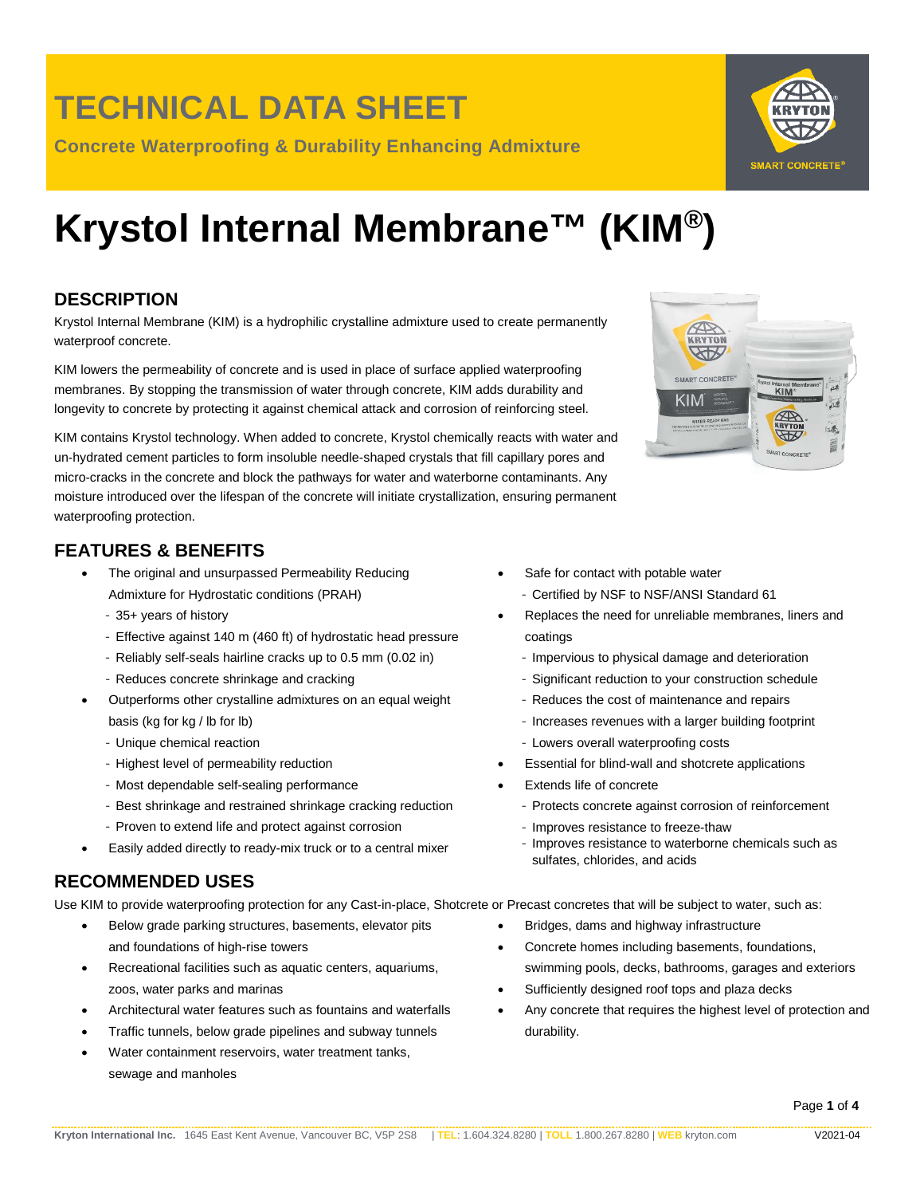# TECHNICAL DATA SHEET

**Concrete Waterproofing & Durability Enhancing Admixture**

# Krystol Internal Membrane™ (KIM®)

## DESCRIPTION

Krystol Internal Membrane (KIM) is a hydrophilic crystalline admixture used to create permanently waterproof concrete.

KIM lowers the permeability of concrete and is used in place of surface applied waterproofing membranes. By stopping the transmission of water through concrete, KIM adds durability and longevity to concrete by protecting it against chemical attack and corrosion of reinforcing steel.

KIM contains Krystol technology. When added to concrete, Krystol chemically reacts with water and un-hydrated cement particles to form insoluble needle-shaped crystals that fill capillary pores and micro-cracks in the concrete and block the pathways for water and waterborne contaminants. Any moisture introduced over the lifespan of the concrete will initiate crystallization, ensuring permanent waterproofing protection.

## FEATURES & BENEFITS

- The original and unsurpassed Permeability Reducing Admixture for Hydrostatic conditions (PRAH)
  - 35+ years of history
  - Effective against 140 m (460 ft) of hydrostatic head pressure
  - Reliably self-seals hairline cracks up to 0.5 mm (0.02 in)
  - Reduces concrete shrinkage and cracking
- Outperforms other crystalline admixtures on an equal weight basis (kg for kg / lb for lb)
  - Unique chemical reaction
  - Highest level of permeability reduction
  - Most dependable self-sealing performance
  - Best shrinkage and restrained shrinkage cracking reduction
  - Proven to extend life and protect against corrosion
- Easily added directly to ready-mix truck or to a central mixer
- Safe for contact with potable water
  - Certified by NSF to NSF/ANSI Standard 61
- Replaces the need for unreliable membranes, liners and coatings
  - Impervious to physical damage and deterioration
  - Significant reduction to your construction schedule
  - Reduces the cost of maintenance and repairs
  - Increases revenues with a larger building footprint
  - Lowers overall waterproofing costs
- Essential for blind-wall and shotcrete applications
- Extends life of concrete
  - Protects concrete against corrosion of reinforcement
  - Improves resistance to freeze-thaw
  - Improves resistance to waterborne chemicals such as sulfates, chlorides, and acids

## RECOMMENDED USES

Use KIM to provide waterproofing protection for any Cast-in-place, Shotcrete or Precast concretes that will be subject to water, such as:

- Below grade parking structures, basements, elevator pits and foundations of high-rise towers
- Recreational facilities such as aquatic centers, aquariums, zoos, water parks and marinas
- Architectural water features such as fountains and waterfalls
- Traffic tunnels, below grade pipelines and subway tunnels
- Water containment reservoirs, water treatment tanks, sewage and manholes
- Bridges, dams and highway infrastructure
- Concrete homes including basements, foundations, swimming pools, decks, bathrooms, garages and exteriors
- Sufficiently designed roof tops and plaza decks
- Any concrete that requires the highest level of protection and durability.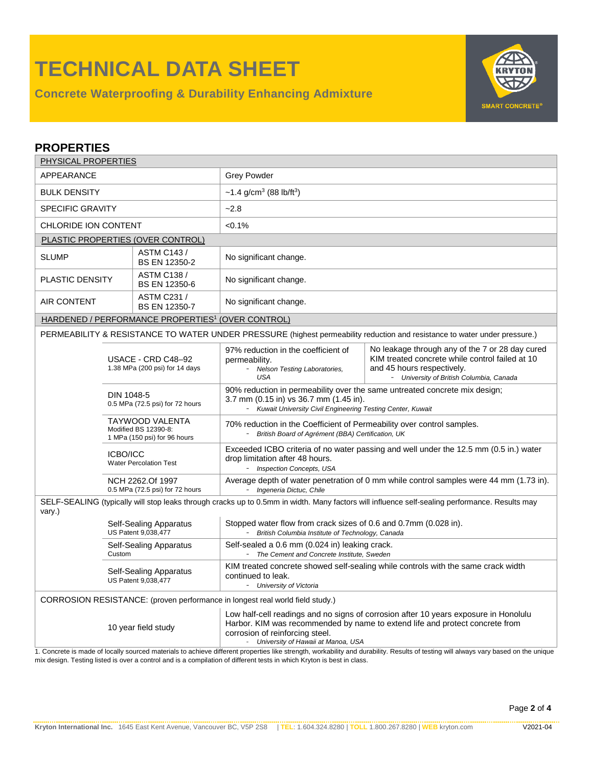# TECHNICAL DATA SHEET

**Concrete Waterproofing & Durability Enhancing Admixture**

KRYTON SMART CONCRETE®

## PROPERTIES

| PHYSICAL PROPERTIES | | | |
|---|---|---|---|
| APPEARANCE | | Grey Powder | |
| BULK DENSITY | | ~1.4 g/cm³ (88 lb/ft³) | |
| SPECIFIC GRAVITY | | ~2.8 | |
| CHLORIDE ION CONTENT | | <0.1% | |
| PLASTIC PROPERTIES (OVER CONTROL) | | | |
| SLUMP | ASTM C143 / BS EN 12350-2 | No significant change. | |
| PLASTIC DENSITY | ASTM C138 / BS EN 12350-6 | No significant change. | |
| AIR CONTENT | ASTM C231 / BS EN 12350-7 | No significant change. | |
| HARDENED / PERFORMANCE PROPERTIES[1] (OVER CONTROL) | | | |
| PERMEABILITY & RESISTANCE TO WATER UNDER PRESSURE (highest permeability reduction and resistance to water under pressure.) | | | |
| | USACE - CRD C48–92<br>1.38 MPa (200 psi) for 14 days | 97% reduction in the coefficient of permeability.<br>- *Nelson Testing Laboratories, USA* | No leakage through any of the 7 or 28 day cured KIM treated concrete while control failed at 10 and 45 hours respectively.<br>- *University of British Columbia, Canada* |
| | DIN 1048-5<br>0.5 MPa (72.5 psi) for 72 hours | 90% reduction in permeability over the same untreated concrete mix design; 3.7 mm (0.15 in) vs 36.7 mm (1.45 in).<br>- *Kuwait University Civil Engineering Testing Center, Kuwait* | |
| | TAYWOOD VALENTA<br>Modified BS 12390-8:<br>1 MPa (150 psi) for 96 hours | 70% reduction in the Coefficient of Permeability over control samples.<br>- *British Board of Agrément (BBA) Certification, UK* | |
| | ICBO/ICC<br>Water Percolation Test | Exceeded ICBO criteria of no water passing and well under the 12.5 mm (0.5 in.) water drop limitation after 48 hours.<br>- *Inspection Concepts, USA* | |
| | NCH 2262.Of 1997<br>0.5 MPa (72.5 psi) for 72 hours | Average depth of water penetration of 0 mm while control samples were 44 mm (1.73 in).<br>- *Ingeneria Dictuc, Chile* | |
| SELF-SEALING (typically will stop leaks through cracks up to 0.5mm in width. Many factors will influence self-sealing performance. Results may vary.) | | | |
| | Self-Sealing Apparatus<br>US Patent 9,038,477 | Stopped water flow from crack sizes of 0.6 and 0.7mm (0.028 in).<br>- *British Columbia Institute of Technology, Canada* | |
| | Self-Sealing Apparatus<br>Custom | Self-sealed a 0.6 mm (0.024 in) leaking crack.<br>- *The Cement and Concrete Institute, Sweden* | |
| | Self-Sealing Apparatus<br>US Patent 9,038,477 | KIM treated concrete showed self-sealing while controls with the same crack width continued to leak.<br>- *University of Victoria* | |
| CORROSION RESISTANCE: (proven performance in longest real world field study.) | | | |
| | 10 year field study | Low half-cell readings and no signs of corrosion after 10 years exposure in Honolulu Harbor. KIM was recommended by name to extend life and protect concrete from corrosion of reinforcing steel.<br>- *University of Hawaii at Manoa, USA* | |

1. Concrete is made of locally sourced materials to achieve different properties like strength, workability and durability. Results of testing will always vary based on the unique mix design. Testing listed is over a control and is a compilation of different tests in which Kryton is best in class.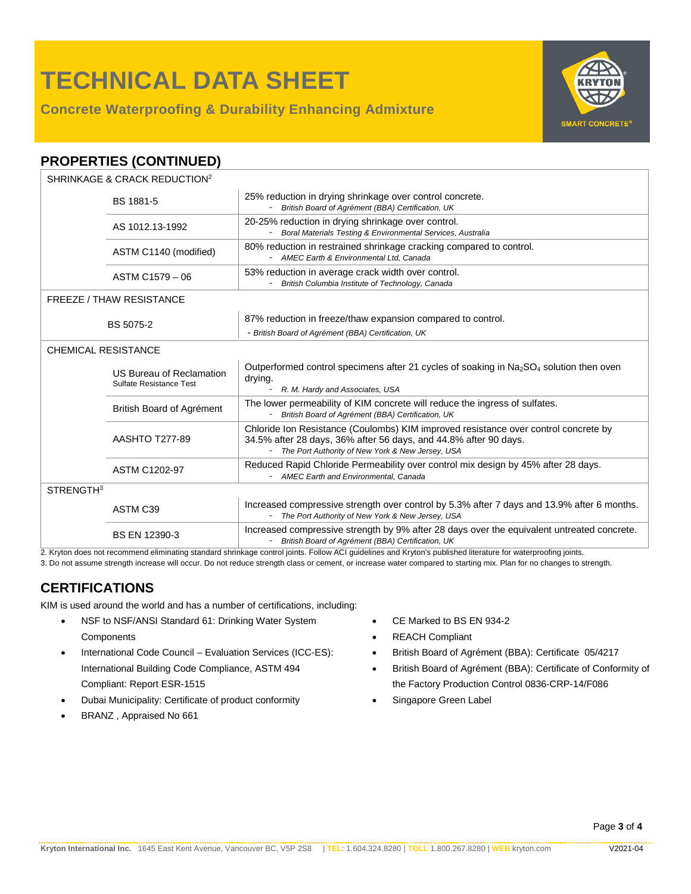# TECHNICAL DATA SHEET

**Concrete Waterproofing & Durability Enhancing Admixture**

## PROPERTIES (CONTINUED)

| Property | Test | Result |
|---|---|---|
| **SHRINKAGE & CRACK REDUCTION**[2] | | |
| | BS 1881-5 | 25% reduction in drying shrinkage over control concrete. <br> - *British Board of Agrément (BBA) Certification, UK* |
| | AS 1012.13-1992 | 20-25% reduction in drying shrinkage over control. <br> - *Boral Materials Testing & Environmental Services, Australia* |
| | ASTM C1140 (modified) | 80% reduction in restrained shrinkage cracking compared to control. <br> - *AMEC Earth & Environmental Ltd, Canada* |
| | ASTM C1579 – 06 | 53% reduction in average crack width over control. <br> - *British Columbia Institute of Technology, Canada* |
| **FREEZE / THAW RESISTANCE** | | |
| | BS 5075-2 | 87% reduction in freeze/thaw expansion compared to control. <br> - *British Board of Agrément (BBA) Certification, UK* |
| **CHEMICAL RESISTANCE** | | |
| | US Bureau of Reclamation Sulfate Resistance Test | Outperformed control specimens after 21 cycles of soaking in $Na_2SO_4$ solution then oven drying. <br> - *R. M. Hardy and Associates, USA* |
| | British Board of Agrément | The lower permeability of KIM concrete will reduce the ingress of sulfates. <br> - *British Board of Agrément (BBA) Certification, UK* |
| | AASHTO T277-89 | Chloride Ion Resistance (Coulombs) KIM improved resistance over control concrete by 34.5% after 28 days, 36% after 56 days, and 44.8% after 90 days. <br> - *The Port Authority of New York & New Jersey, USA* |
| | ASTM C1202-97 | Reduced Rapid Chloride Permeability over control mix design by 45% after 28 days. <br> - *AMEC Earth and Environmental, Canada* |
| **STRENGTH**[3] | | |
| | ASTM C39 | Increased compressive strength over control by 5.3% after 7 days and 13.9% after 6 months. <br> - *The Port Authority of New York & New Jersey, USA* |
| | BS EN 12390-3 | Increased compressive strength by 9% after 28 days over the equivalent untreated concrete. <br> - *British Board of Agrément (BBA) Certification, UK* |

2. Kryton does not recommend eliminating standard shrinkage control joints. Follow ACI guidelines and Kryton's published literature for waterproofing joints.
3. Do not assume strength increase will occur. Do not reduce strength class or cement, or increase water compared to starting mix. Plan for no changes to strength.

## CERTIFICATIONS

KIM is used around the world and has a number of certifications, including:

- NSF to NSF/ANSI Standard 61: Drinking Water System Components
- International Code Council – Evaluation Services (ICC-ES): International Building Code Compliance, ASTM 494 Compliant: Report ESR-1515
- Dubai Municipality: Certificate of product conformity
- BRANZ , Appraised No 661
- CE Marked to BS EN 934-2
- REACH Compliant
- British Board of Agrément (BBA): Certificate 05/4217
- British Board of Agrément (BBA): Certificate of Conformity of the Factory Production Control 0836-CRP-14/F086
- Singapore Green Label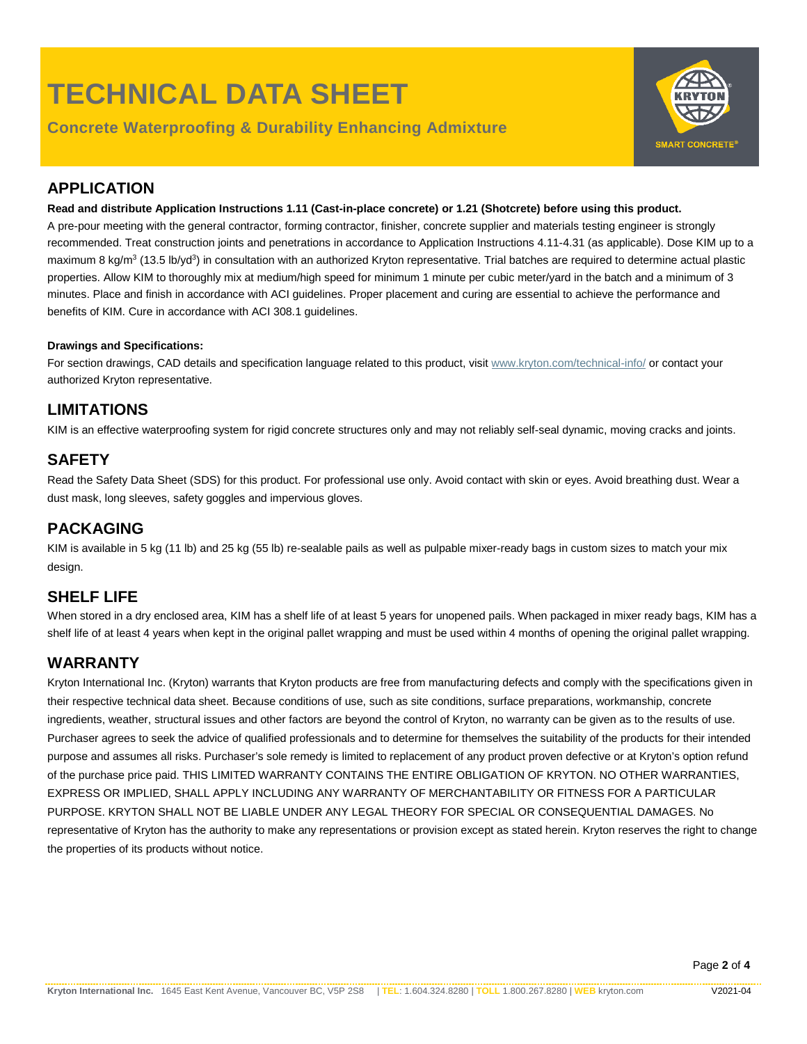# TECHNICAL DATA SHEET

**Concrete Waterproofing & Durability Enhancing Admixture**

## APPLICATION

**Read and distribute Application Instructions 1.11 (Cast-in-place concrete) or 1.21 (Shotcrete) before using this product.**

A pre-pour meeting with the general contractor, forming contractor, finisher, concrete supplier and materials testing engineer is strongly recommended. Treat construction joints and penetrations in accordance to Application Instructions 4.11-4.31 (as applicable). Dose KIM up to a maximum 8 kg/m$^3$ (13.5 lb/yd$^3$) in consultation with an authorized Kryton representative. Trial batches are required to determine actual plastic properties. Allow KIM to thoroughly mix at medium/high speed for minimum 1 minute per cubic meter/yard in the batch and a minimum of 3 minutes. Place and finish in accordance with ACI guidelines. Proper placement and curing are essential to achieve the performance and benefits of KIM. Cure in accordance with ACI 308.1 guidelines.

**Drawings and Specifications:**

For section drawings, CAD details and specification language related to this product, visit www.kryton.com/technical-info/ or contact your authorized Kryton representative.

## LIMITATIONS

KIM is an effective waterproofing system for rigid concrete structures only and may not reliably self-seal dynamic, moving cracks and joints.

## SAFETY

Read the Safety Data Sheet (SDS) for this product. For professional use only. Avoid contact with skin or eyes. Avoid breathing dust. Wear a dust mask, long sleeves, safety goggles and impervious gloves.

## PACKAGING

KIM is available in 5 kg (11 lb) and 25 kg (55 lb) re-sealable pails as well as pulpable mixer-ready bags in custom sizes to match your mix design.

## SHELF LIFE

When stored in a dry enclosed area, KIM has a shelf life of at least 5 years for unopened pails. When packaged in mixer ready bags, KIM has a shelf life of at least 4 years when kept in the original pallet wrapping and must be used within 4 months of opening the original pallet wrapping.

## WARRANTY

Kryton International Inc. (Kryton) warrants that Kryton products are free from manufacturing defects and comply with the specifications given in their respective technical data sheet. Because conditions of use, such as site conditions, surface preparations, workmanship, concrete ingredients, weather, structural issues and other factors are beyond the control of Kryton, no warranty can be given as to the results of use. Purchaser agrees to seek the advice of qualified professionals and to determine for themselves the suitability of the products for their intended purpose and assumes all risks. Purchaser's sole remedy is limited to replacement of any product proven defective or at Kryton's option refund of the purchase price paid. THIS LIMITED WARRANTY CONTAINS THE ENTIRE OBLIGATION OF KRYTON. NO OTHER WARRANTIES, EXPRESS OR IMPLIED, SHALL APPLY INCLUDING ANY WARRANTY OF MERCHANTABILITY OR FITNESS FOR A PARTICULAR PURPOSE. KRYTON SHALL NOT BE LIABLE UNDER ANY LEGAL THEORY FOR SPECIAL OR CONSEQUENTIAL DAMAGES. No representative of Kryton has the authority to make any representations or provision except as stated herein. Kryton reserves the right to change the properties of its products without notice.